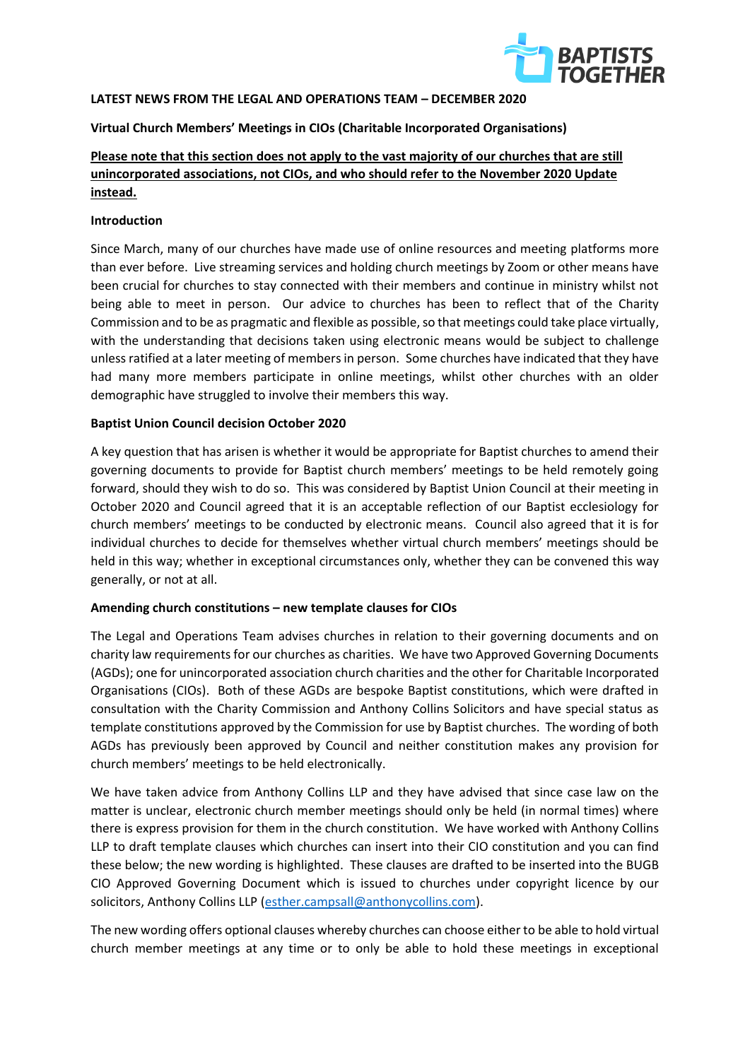**LATEST NEWS FROM THE LEGAL AND OPERATIONS TEAM – DECEMBER 2020**

**Virtual Church Members' Meetings in CIOs (Charitable Incorporated Organisations)**

**<u>Please note that this section does not apply to the vast majority of our churches that are still unincorporated associations, not CIOs, and who should refer to the November 2020 Update instead.</u>**

**Introduction**

Since March, many of our churches have made use of online resources and meeting platforms more than ever before. Live streaming services and holding church meetings by Zoom or other means have been crucial for churches to stay connected with their members and continue in ministry whilst not being able to meet in person. Our advice to churches has been to reflect that of the Charity Commission and to be as pragmatic and flexible as possible, so that meetings could take place virtually, with the understanding that decisions taken using electronic means would be subject to challenge unless ratified at a later meeting of members in person. Some churches have indicated that they have had many more members participate in online meetings, whilst other churches with an older demographic have struggled to involve their members this way.

**Baptist Union Council decision October 2020**

A key question that has arisen is whether it would be appropriate for Baptist churches to amend their governing documents to provide for Baptist church members' meetings to be held remotely going forward, should they wish to do so. This was considered by Baptist Union Council at their meeting in October 2020 and Council agreed that it is an acceptable reflection of our Baptist ecclesiology for church members' meetings to be conducted by electronic means. Council also agreed that it is for individual churches to decide for themselves whether virtual church members' meetings should be held in this way; whether in exceptional circumstances only, whether they can be convened this way generally, or not at all.

**Amending church constitutions – new template clauses for CIOs**

The Legal and Operations Team advises churches in relation to their governing documents and on charity law requirements for our churches as charities. We have two Approved Governing Documents (AGDs); one for unincorporated association church charities and the other for Charitable Incorporated Organisations (CIOs). Both of these AGDs are bespoke Baptist constitutions, which were drafted in consultation with the Charity Commission and Anthony Collins Solicitors and have special status as template constitutions approved by the Commission for use by Baptist churches. The wording of both AGDs has previously been approved by Council and neither constitution makes any provision for church members' meetings to be held electronically.

We have taken advice from Anthony Collins LLP and they have advised that since case law on the matter is unclear, electronic church member meetings should only be held (in normal times) where there is express provision for them in the church constitution. We have worked with Anthony Collins LLP to draft template clauses which churches can insert into their CIO constitution and you can find these below; the new wording is highlighted. These clauses are drafted to be inserted into the BUGB CIO Approved Governing Document which is issued to churches under copyright licence by our solicitors, Anthony Collins LLP (esther.campsall@anthonycollins.com).

The new wording offers optional clauses whereby churches can choose either to be able to hold virtual church member meetings at any time or to only be able to hold these meetings in exceptional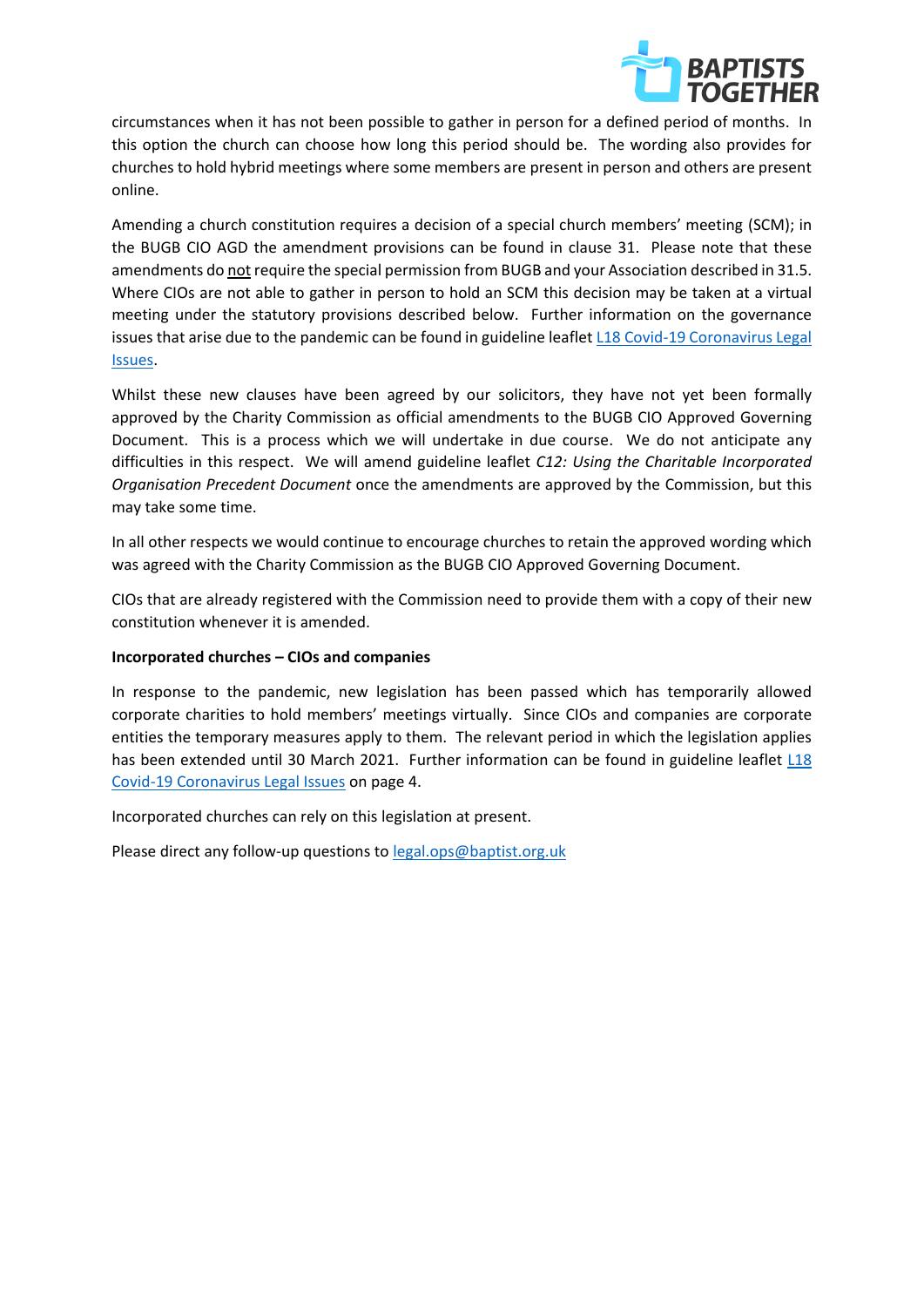circumstances when it has not been possible to gather in person for a defined period of months. In this option the church can choose how long this period should be. The wording also provides for churches to hold hybrid meetings where some members are present in person and others are present online.

Amending a church constitution requires a decision of a special church members' meeting (SCM); in the BUGB CIO AGD the amendment provisions can be found in clause 31. Please note that these amendments do not require the special permission from BUGB and your Association described in 31.5. Where CIOs are not able to gather in person to hold an SCM this decision may be taken at a virtual meeting under the statutory provisions described below. Further information on the governance issues that arise due to the pandemic can be found in guideline leaflet [L18 Covid-19 Coronavirus Legal Issues](#).

Whilst these new clauses have been agreed by our solicitors, they have not yet been formally approved by the Charity Commission as official amendments to the BUGB CIO Approved Governing Document. This is a process which we will undertake in due course. We do not anticipate any difficulties in this respect. We will amend guideline leaflet *C12: Using the Charitable Incorporated Organisation Precedent Document* once the amendments are approved by the Commission, but this may take some time.

In all other respects we would continue to encourage churches to retain the approved wording which was agreed with the Charity Commission as the BUGB CIO Approved Governing Document.

CIOs that are already registered with the Commission need to provide them with a copy of their new constitution whenever it is amended.

**Incorporated churches – CIOs and companies**

In response to the pandemic, new legislation has been passed which has temporarily allowed corporate charities to hold members' meetings virtually. Since CIOs and companies are corporate entities the temporary measures apply to them. The relevant period in which the legislation applies has been extended until 30 March 2021. Further information can be found in guideline leaflet [L18 Covid-19 Coronavirus Legal Issues](#) on page 4.

Incorporated churches can rely on this legislation at present.

Please direct any follow-up questions to [legal.ops@baptist.org.uk](mailto:legal.ops@baptist.org.uk)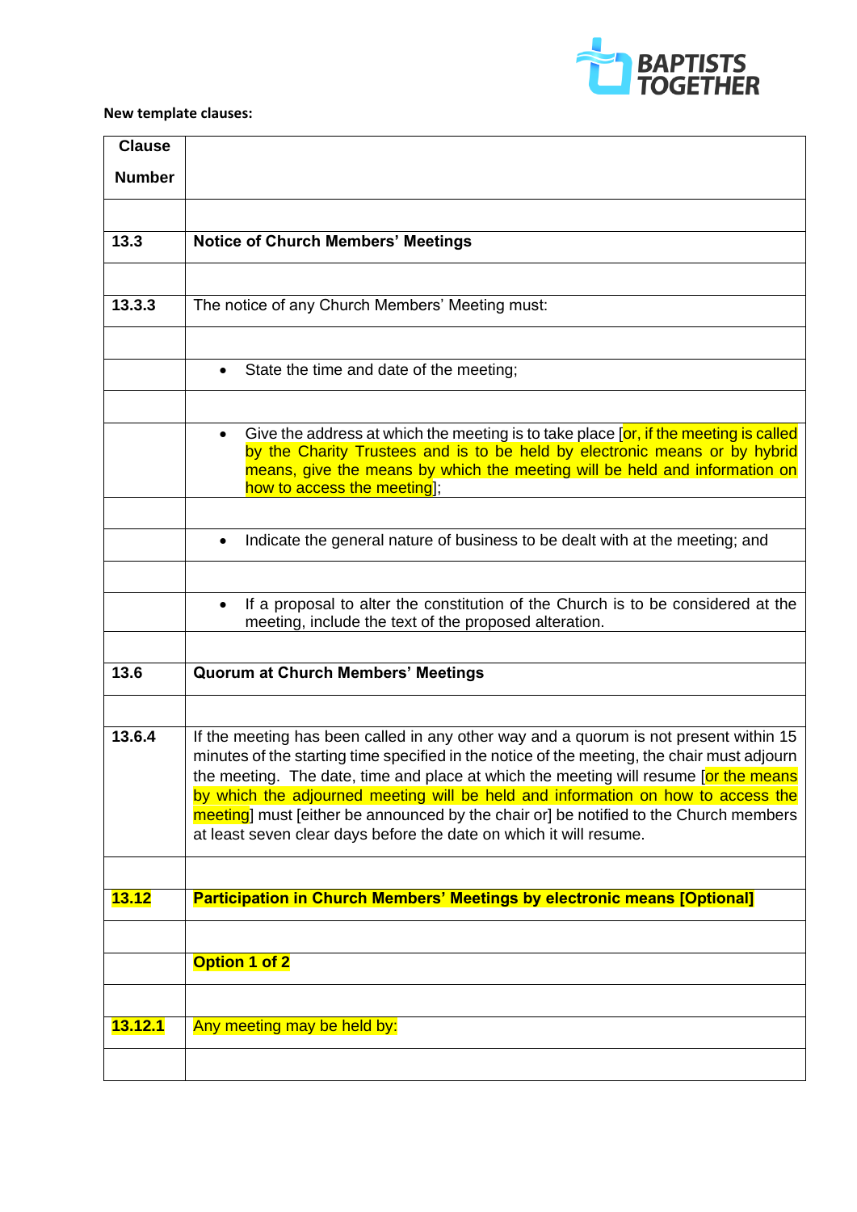**New template clauses:**

| Clause Number | |
|---|---|
| | |
| **13.3** | **Notice of Church Members' Meetings** |
| | |
| **13.3.3** | The notice of any Church Members' Meeting must: |
| | |
| | • State the time and date of the meeting; |
| | |
| | • Give the address at which the meeting is to take place [or, if the meeting is called by the Charity Trustees and is to be held by electronic means or by hybrid means, give the means by which the meeting will be held and information on how to access the meeting]; |
| | |
| | • Indicate the general nature of business to be dealt with at the meeting; and |
| | |
| | • If a proposal to alter the constitution of the Church is to be considered at the meeting, include the text of the proposed alteration. |
| | |
| **13.6** | **Quorum at Church Members' Meetings** |
| | |
| **13.6.4** | If the meeting has been called in any other way and a quorum is not present within 15 minutes of the starting time specified in the notice of the meeting, the chair must adjourn the meeting. The date, time and place at which the meeting will resume [or the means by which the adjourned meeting will be held and information on how to access the meeting] must [either be announced by the chair or] be notified to the Church members at least seven clear days before the date on which it will resume. |
| | |
| **13.12** | **Participation in Church Members' Meetings by electronic means [Optional]** |
| | |
| | **Option 1 of 2** |
| | |
| **13.12.1** | Any meeting may be held by: |
| | |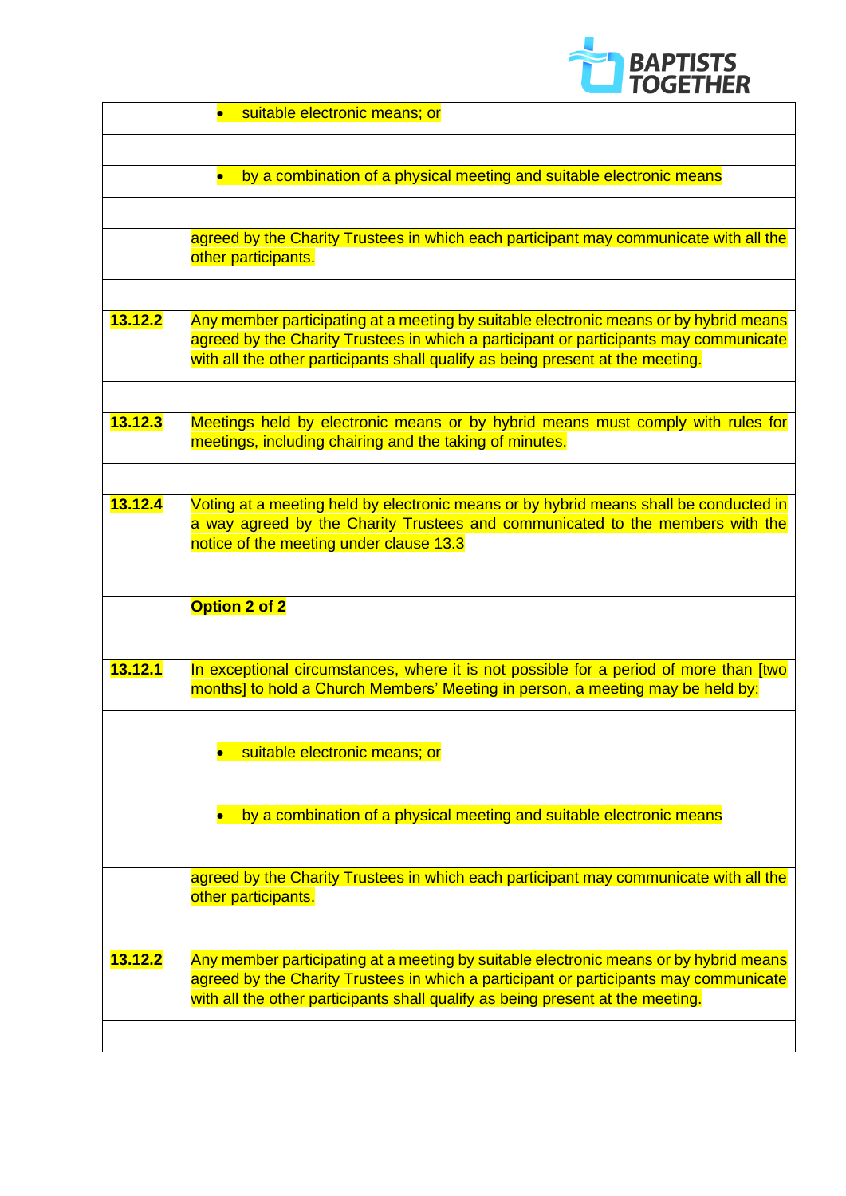| | |
|---|---|
| | • suitable electronic means; or |
| | |
| | • by a combination of a physical meeting and suitable electronic means |
| | |
| | agreed by the Charity Trustees in which each participant may communicate with all the other participants. |
| | |
| **13.12.2** | Any member participating at a meeting by suitable electronic means or by hybrid means agreed by the Charity Trustees in which a participant or participants may communicate with all the other participants shall qualify as being present at the meeting. |
| | |
| **13.12.3** | Meetings held by electronic means or by hybrid means must comply with rules for meetings, including chairing and the taking of minutes. |
| | |
| **13.12.4** | Voting at a meeting held by electronic means or by hybrid means shall be conducted in a way agreed by the Charity Trustees and communicated to the members with the notice of the meeting under clause 13.3 |
| | |
| | **Option 2 of 2** |
| | |
| **13.12.1** | In exceptional circumstances, where it is not possible for a period of more than [two months] to hold a Church Members' Meeting in person, a meeting may be held by: |
| | |
| | • suitable electronic means; or |
| | |
| | • by a combination of a physical meeting and suitable electronic means |
| | |
| | agreed by the Charity Trustees in which each participant may communicate with all the other participants. |
| | |
| **13.12.2** | Any member participating at a meeting by suitable electronic means or by hybrid means agreed by the Charity Trustees in which a participant or participants may communicate with all the other participants shall qualify as being present at the meeting. |
| | |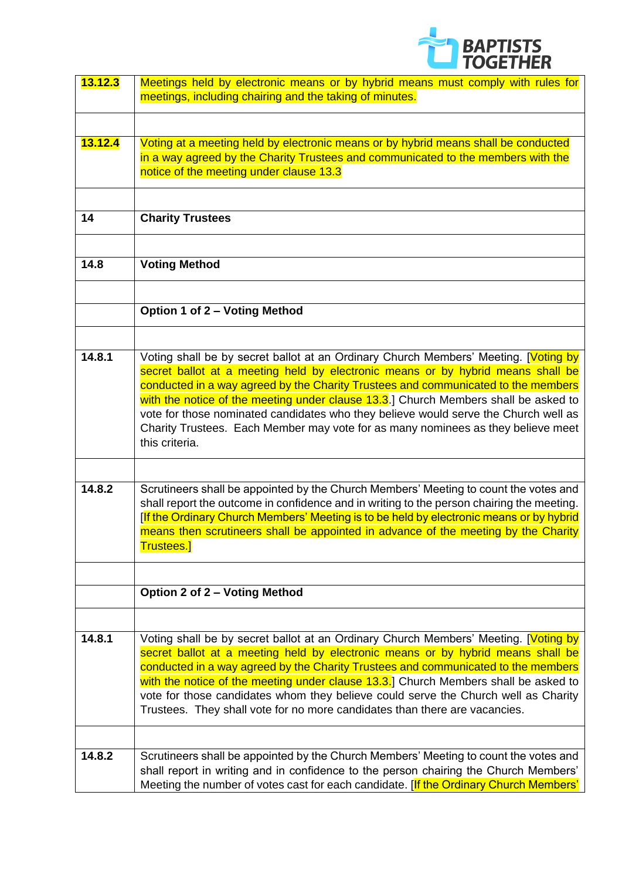| | |
|---|---|
| 13.12.3 | Meetings held by electronic means or by hybrid means must comply with rules for meetings, including chairing and the taking of minutes. |
| | |
| 13.12.4 | Voting at a meeting held by electronic means or by hybrid means shall be conducted in a way agreed by the Charity Trustees and communicated to the members with the notice of the meeting under clause 13.3 |
| | |
| **14** | **Charity Trustees** |
| | |
| **14.8** | **Voting Method** |
| | |
| | **Option 1 of 2 – Voting Method** |
| | |
| **14.8.1** | Voting shall be by secret ballot at an Ordinary Church Members' Meeting. [Voting by secret ballot at a meeting held by electronic means or by hybrid means shall be conducted in a way agreed by the Charity Trustees and communicated to the members with the notice of the meeting under clause 13.3.] Church Members shall be asked to vote for those nominated candidates who they believe would serve the Church well as Charity Trustees. Each Member may vote for as many nominees as they believe meet this criteria. |
| | |
| **14.8.2** | Scrutineers shall be appointed by the Church Members' Meeting to count the votes and shall report the outcome in confidence and in writing to the person chairing the meeting. [If the Ordinary Church Members' Meeting is to be held by electronic means or by hybrid means then scrutineers shall be appointed in advance of the meeting by the Charity Trustees.] |
| | |
| | **Option 2 of 2 – Voting Method** |
| | |
| **14.8.1** | Voting shall be by secret ballot at an Ordinary Church Members' Meeting. [Voting by secret ballot at a meeting held by electronic means or by hybrid means shall be conducted in a way agreed by the Charity Trustees and communicated to the members with the notice of the meeting under clause 13.3.] Church Members shall be asked to vote for those candidates whom they believe could serve the Church well as Charity Trustees. They shall vote for no more candidates than there are vacancies. |
| | |
| **14.8.2** | Scrutineers shall be appointed by the Church Members' Meeting to count the votes and shall report in writing and in confidence to the person chairing the Church Members' Meeting the number of votes cast for each candidate. [If the Ordinary Church Members' |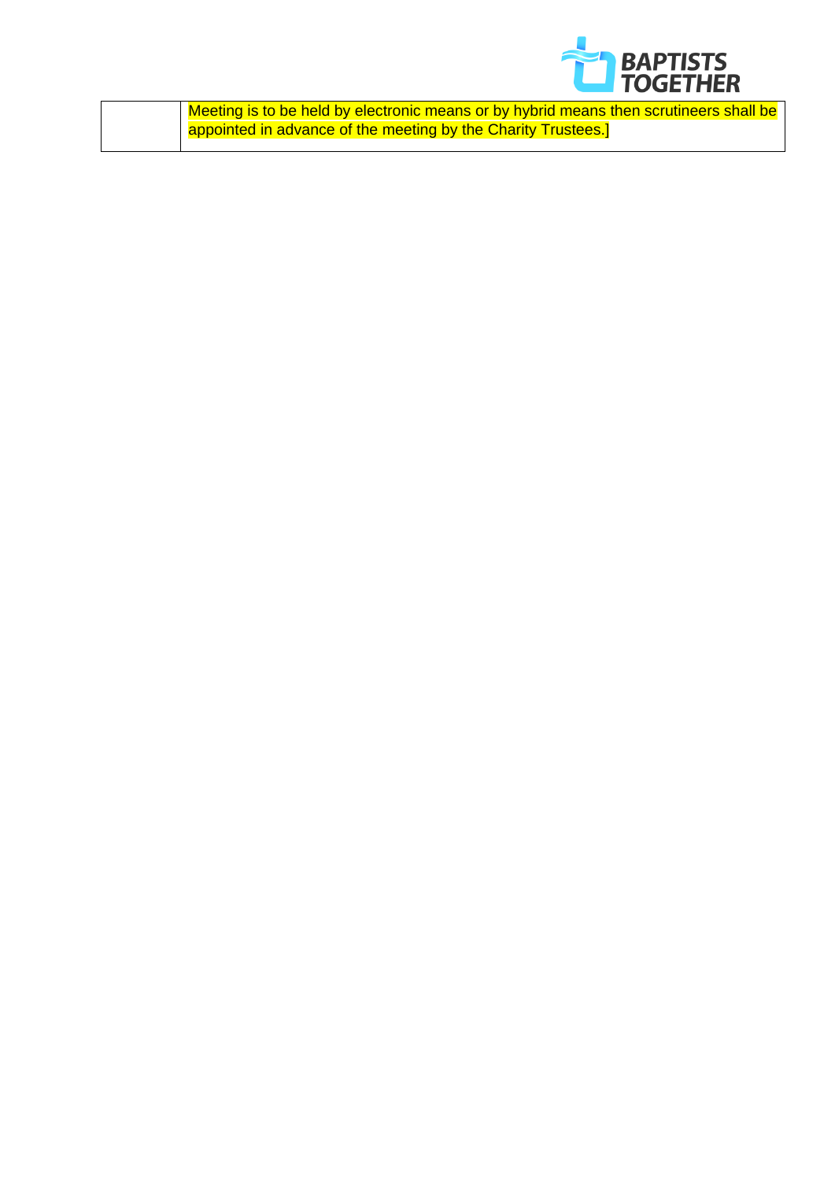| | |
|---|---|
| | Meeting is to be held by electronic means or by hybrid means then scrutineers shall be appointed in advance of the meeting by the Charity Trustees.] |